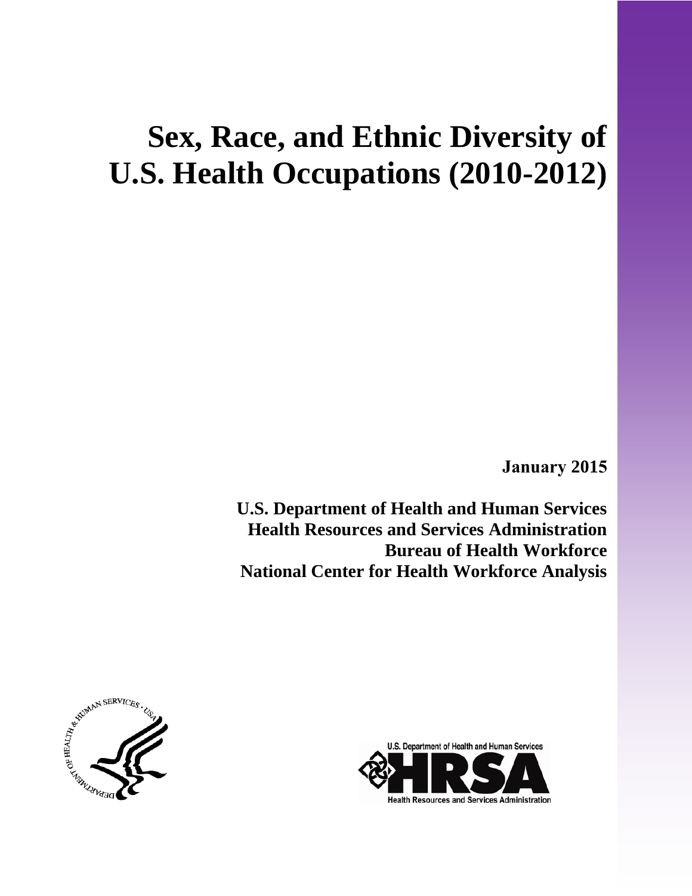# Sex, Race, and Ethnic Diversity of U.S. Health Occupations (2010-2012)

**January 2015**

**U.S. Department of Health and Human Services**
**Health Resources and Services Administration**
**Bureau of Health Workforce**
**National Center for Health Workforce Analysis**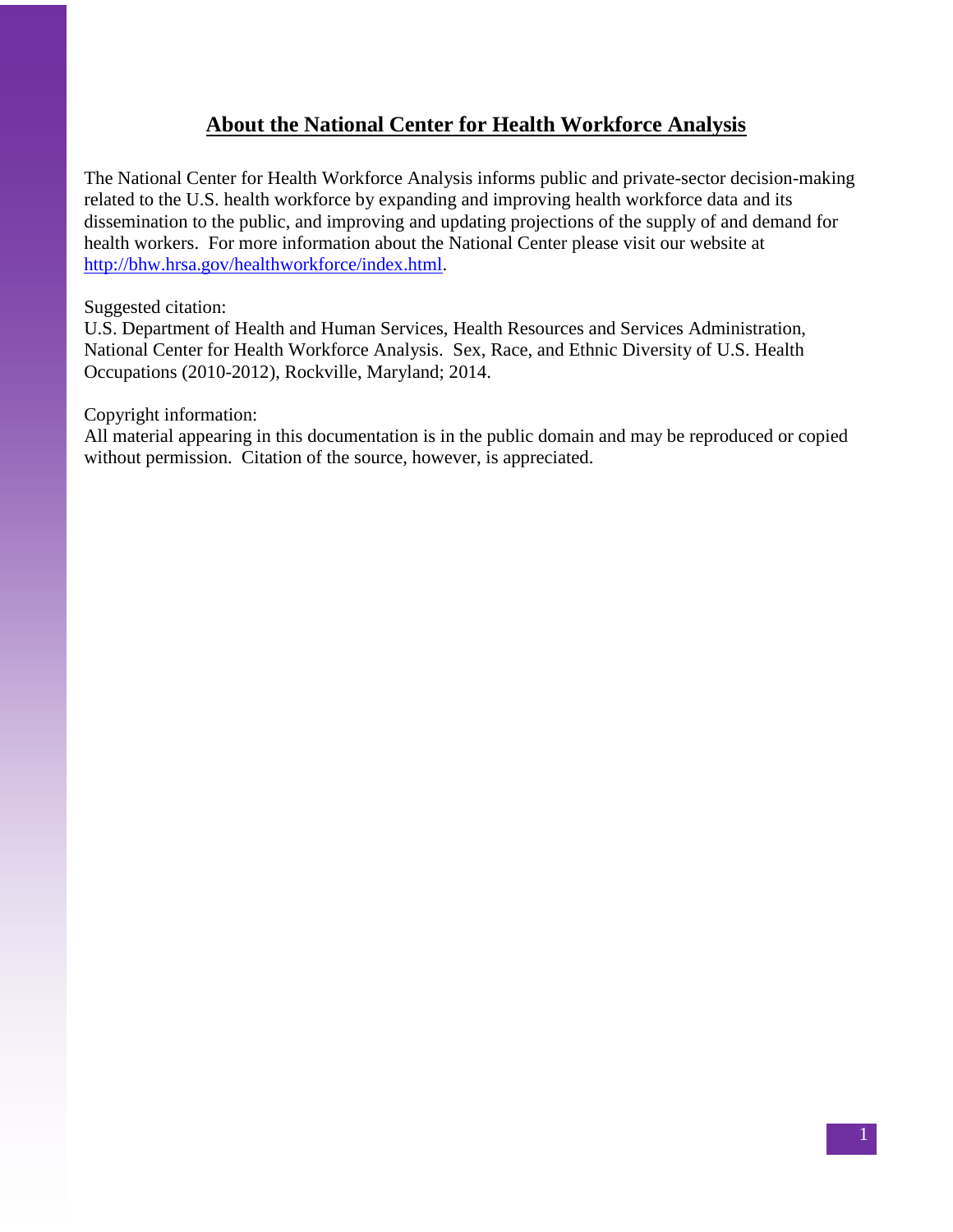## About the National Center for Health Workforce Analysis

The National Center for Health Workforce Analysis informs public and private-sector decision-making related to the U.S. health workforce by expanding and improving health workforce data and its dissemination to the public, and improving and updating projections of the supply of and demand for health workers. For more information about the National Center please visit our website at http://bhw.hrsa.gov/healthworkforce/index.html.

Suggested citation:
U.S. Department of Health and Human Services, Health Resources and Services Administration, National Center for Health Workforce Analysis. Sex, Race, and Ethnic Diversity of U.S. Health Occupations (2010-2012), Rockville, Maryland; 2014.

Copyright information:
All material appearing in this documentation is in the public domain and may be reproduced or copied without permission. Citation of the source, however, is appreciated.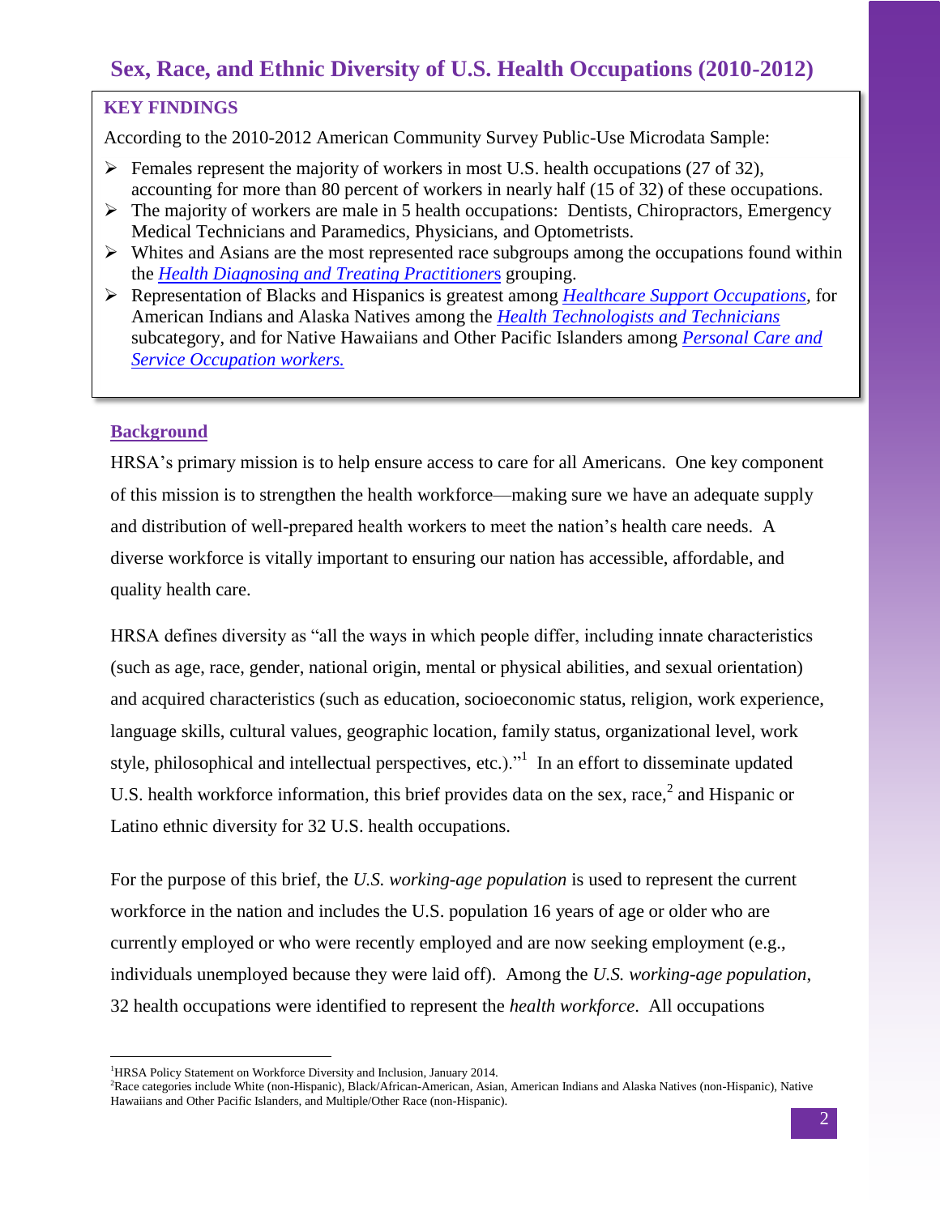## Sex, Race, and Ethnic Diversity of U.S. Health Occupations (2010-2012)

### KEY FINDINGS

According to the 2010-2012 American Community Survey Public-Use Microdata Sample:

- Females represent the majority of workers in most U.S. health occupations (27 of 32), accounting for more than 80 percent of workers in nearly half (15 of 32) of these occupations.
- The majority of workers are male in 5 health occupations: Dentists, Chiropractors, Emergency Medical Technicians and Paramedics, Physicians, and Optometrists.
- Whites and Asians are the most represented race subgroups among the occupations found within the *Health Diagnosing and Treating Practitioners* grouping.
- Representation of Blacks and Hispanics is greatest among *Healthcare Support Occupations*, for American Indians and Alaska Natives among the *Health Technologists and Technicians* subcategory, and for Native Hawaiians and Other Pacific Islanders among *Personal Care and Service Occupation workers.*

### Background

HRSA's primary mission is to help ensure access to care for all Americans. One key component of this mission is to strengthen the health workforce—making sure we have an adequate supply and distribution of well-prepared health workers to meet the nation's health care needs. A diverse workforce is vitally important to ensuring our nation has accessible, affordable, and quality health care.

HRSA defines diversity as "all the ways in which people differ, including innate characteristics (such as age, race, gender, national origin, mental or physical abilities, and sexual orientation) and acquired characteristics (such as education, socioeconomic status, religion, work experience, language skills, cultural values, geographic location, family status, organizational level, work style, philosophical and intellectual perspectives, etc.)."[1] In an effort to disseminate updated U.S. health workforce information, this brief provides data on the sex, race,[2] and Hispanic or Latino ethnic diversity for 32 U.S. health occupations.

For the purpose of this brief, the *U.S. working-age population* is used to represent the current workforce in the nation and includes the U.S. population 16 years of age or older who are currently employed or who were recently employed and are now seeking employment (e.g., individuals unemployed because they were laid off). Among the *U.S. working-age population*, 32 health occupations were identified to represent the *health workforce*. All occupations

---

[1] HRSA Policy Statement on Workforce Diversity and Inclusion, January 2014.

[2] Race categories include White (non-Hispanic), Black/African-American, Asian, American Indians and Alaska Natives (non-Hispanic), Native Hawaiians and Other Pacific Islanders, and Multiple/Other Race (non-Hispanic).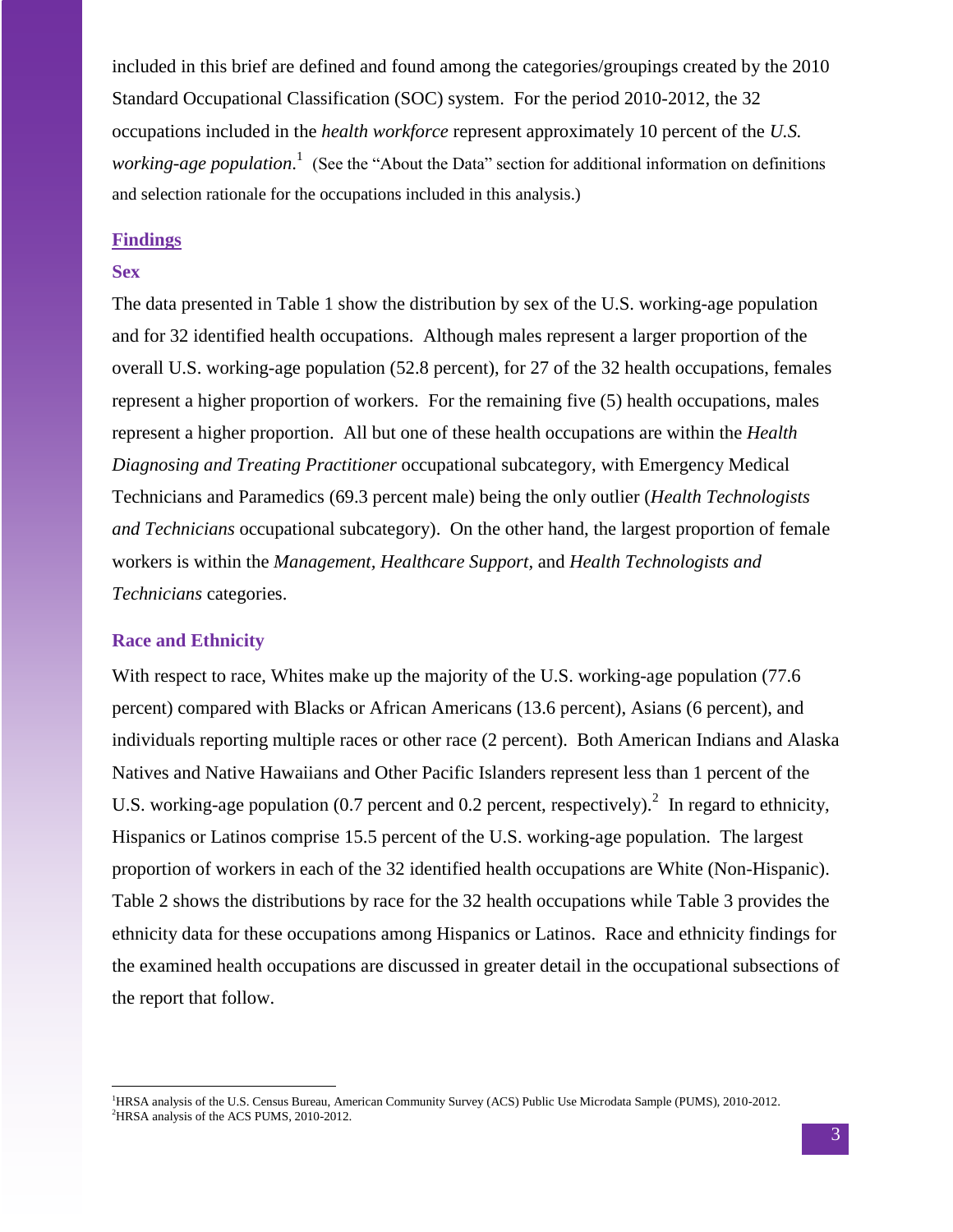included in this brief are defined and found among the categories/groupings created by the 2010 Standard Occupational Classification (SOC) system. For the period 2010-2012, the 32 occupations included in the *health workforce* represent approximately 10 percent of the *U.S. working-age population*.[1] (See the "About the Data" section for additional information on definitions and selection rationale for the occupations included in this analysis.)

## Findings

### Sex

The data presented in Table 1 show the distribution by sex of the U.S. working-age population and for 32 identified health occupations. Although males represent a larger proportion of the overall U.S. working-age population (52.8 percent), for 27 of the 32 health occupations, females represent a higher proportion of workers. For the remaining five (5) health occupations, males represent a higher proportion. All but one of these health occupations are within the *Health Diagnosing and Treating Practitioner* occupational subcategory, with Emergency Medical Technicians and Paramedics (69.3 percent male) being the only outlier (*Health Technologists and Technicians* occupational subcategory). On the other hand, the largest proportion of female workers is within the *Management*, *Healthcare Support*, and *Health Technologists and Technicians* categories.

### Race and Ethnicity

With respect to race, Whites make up the majority of the U.S. working-age population (77.6 percent) compared with Blacks or African Americans (13.6 percent), Asians (6 percent), and individuals reporting multiple races or other race (2 percent). Both American Indians and Alaska Natives and Native Hawaiians and Other Pacific Islanders represent less than 1 percent of the U.S. working-age population (0.7 percent and 0.2 percent, respectively).[2] In regard to ethnicity, Hispanics or Latinos comprise 15.5 percent of the U.S. working-age population. The largest proportion of workers in each of the 32 identified health occupations are White (Non-Hispanic). Table 2 shows the distributions by race for the 32 health occupations while Table 3 provides the ethnicity data for these occupations among Hispanics or Latinos. Race and ethnicity findings for the examined health occupations are discussed in greater detail in the occupational subsections of the report that follow.

---

[1] HRSA analysis of the U.S. Census Bureau, American Community Survey (ACS) Public Use Microdata Sample (PUMS), 2010-2012.
[2] HRSA analysis of the ACS PUMS, 2010-2012.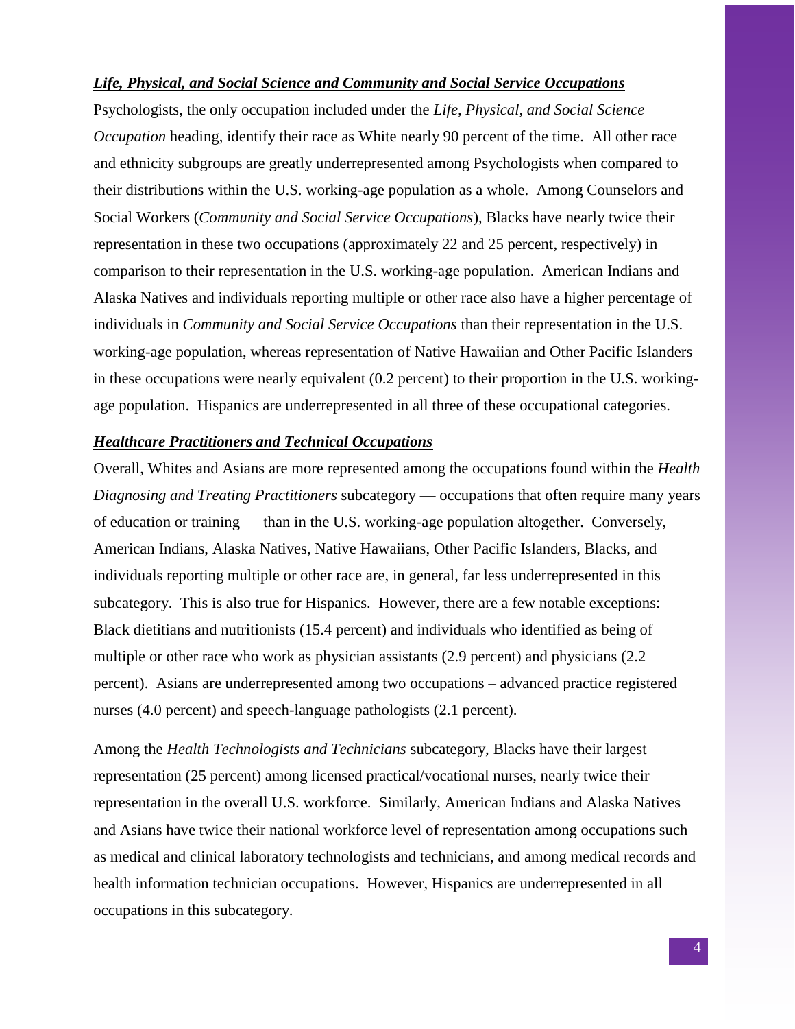***Life, Physical, and Social Science and Community and Social Service Occupations***

Psychologists, the only occupation included under the *Life, Physical, and Social Science Occupation* heading, identify their race as White nearly 90 percent of the time. All other race and ethnicity subgroups are greatly underrepresented among Psychologists when compared to their distributions within the U.S. working-age population as a whole. Among Counselors and Social Workers (*Community and Social Service Occupations*), Blacks have nearly twice their representation in these two occupations (approximately 22 and 25 percent, respectively) in comparison to their representation in the U.S. working-age population. American Indians and Alaska Natives and individuals reporting multiple or other race also have a higher percentage of individuals in *Community and Social Service Occupations* than their representation in the U.S. working-age population, whereas representation of Native Hawaiian and Other Pacific Islanders in these occupations were nearly equivalent (0.2 percent) to their proportion in the U.S. working-age population. Hispanics are underrepresented in all three of these occupational categories.

***Healthcare Practitioners and Technical Occupations***

Overall, Whites and Asians are more represented among the occupations found within the *Health Diagnosing and Treating Practitioners* subcategory — occupations that often require many years of education or training — than in the U.S. working-age population altogether. Conversely, American Indians, Alaska Natives, Native Hawaiians, Other Pacific Islanders, Blacks, and individuals reporting multiple or other race are, in general, far less underrepresented in this subcategory. This is also true for Hispanics. However, there are a few notable exceptions: Black dietitians and nutritionists (15.4 percent) and individuals who identified as being of multiple or other race who work as physician assistants (2.9 percent) and physicians (2.2 percent). Asians are underrepresented among two occupations – advanced practice registered nurses (4.0 percent) and speech-language pathologists (2.1 percent).

Among the *Health Technologists and Technicians* subcategory, Blacks have their largest representation (25 percent) among licensed practical/vocational nurses, nearly twice their representation in the overall U.S. workforce. Similarly, American Indians and Alaska Natives and Asians have twice their national workforce level of representation among occupations such as medical and clinical laboratory technologists and technicians, and among medical records and health information technician occupations. However, Hispanics are underrepresented in all occupations in this subcategory.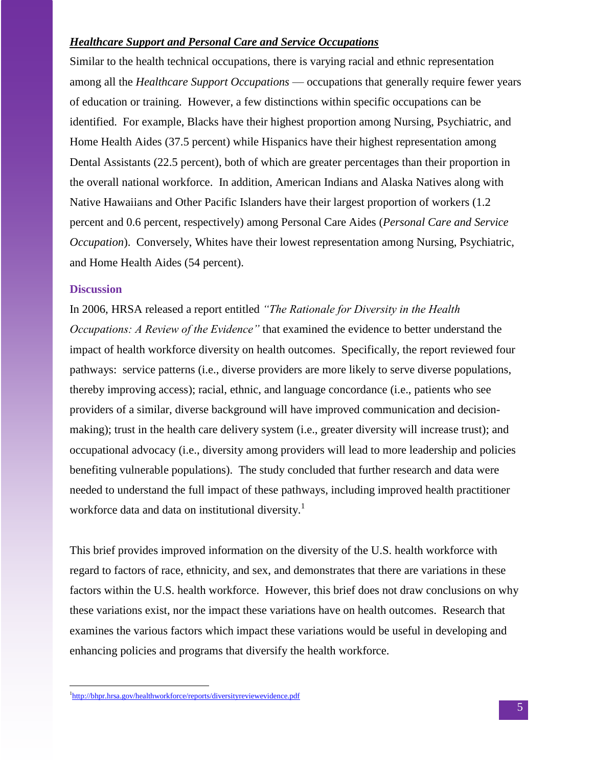***Healthcare Support and Personal Care and Service Occupations***

Similar to the health technical occupations, there is varying racial and ethnic representation among all the *Healthcare Support Occupations* — occupations that generally require fewer years of education or training. However, a few distinctions within specific occupations can be identified. For example, Blacks have their highest proportion among Nursing, Psychiatric, and Home Health Aides (37.5 percent) while Hispanics have their highest representation among Dental Assistants (22.5 percent), both of which are greater percentages than their proportion in the overall national workforce. In addition, American Indians and Alaska Natives along with Native Hawaiians and Other Pacific Islanders have their largest proportion of workers (1.2 percent and 0.6 percent, respectively) among Personal Care Aides (*Personal Care and Service Occupation*). Conversely, Whites have their lowest representation among Nursing, Psychiatric, and Home Health Aides (54 percent).

## Discussion

In 2006, HRSA released a report entitled *"The Rationale for Diversity in the Health Occupations: A Review of the Evidence"* that examined the evidence to better understand the impact of health workforce diversity on health outcomes. Specifically, the report reviewed four pathways: service patterns (i.e., diverse providers are more likely to serve diverse populations, thereby improving access); racial, ethnic, and language concordance (i.e., patients who see providers of a similar, diverse background will have improved communication and decision-making); trust in the health care delivery system (i.e., greater diversity will increase trust); and occupational advocacy (i.e., diversity among providers will lead to more leadership and policies benefiting vulnerable populations). The study concluded that further research and data were needed to understand the full impact of these pathways, including improved health practitioner workforce data and data on institutional diversity.[1]

This brief provides improved information on the diversity of the U.S. health workforce with regard to factors of race, ethnicity, and sex, and demonstrates that there are variations in these factors within the U.S. health workforce. However, this brief does not draw conclusions on why these variations exist, nor the impact these variations have on health outcomes. Research that examines the various factors which impact these variations would be useful in developing and enhancing policies and programs that diversify the health workforce.

---

[1] http://bhpr.hrsa.gov/healthworkforce/reports/diversityreviewevidence.pdf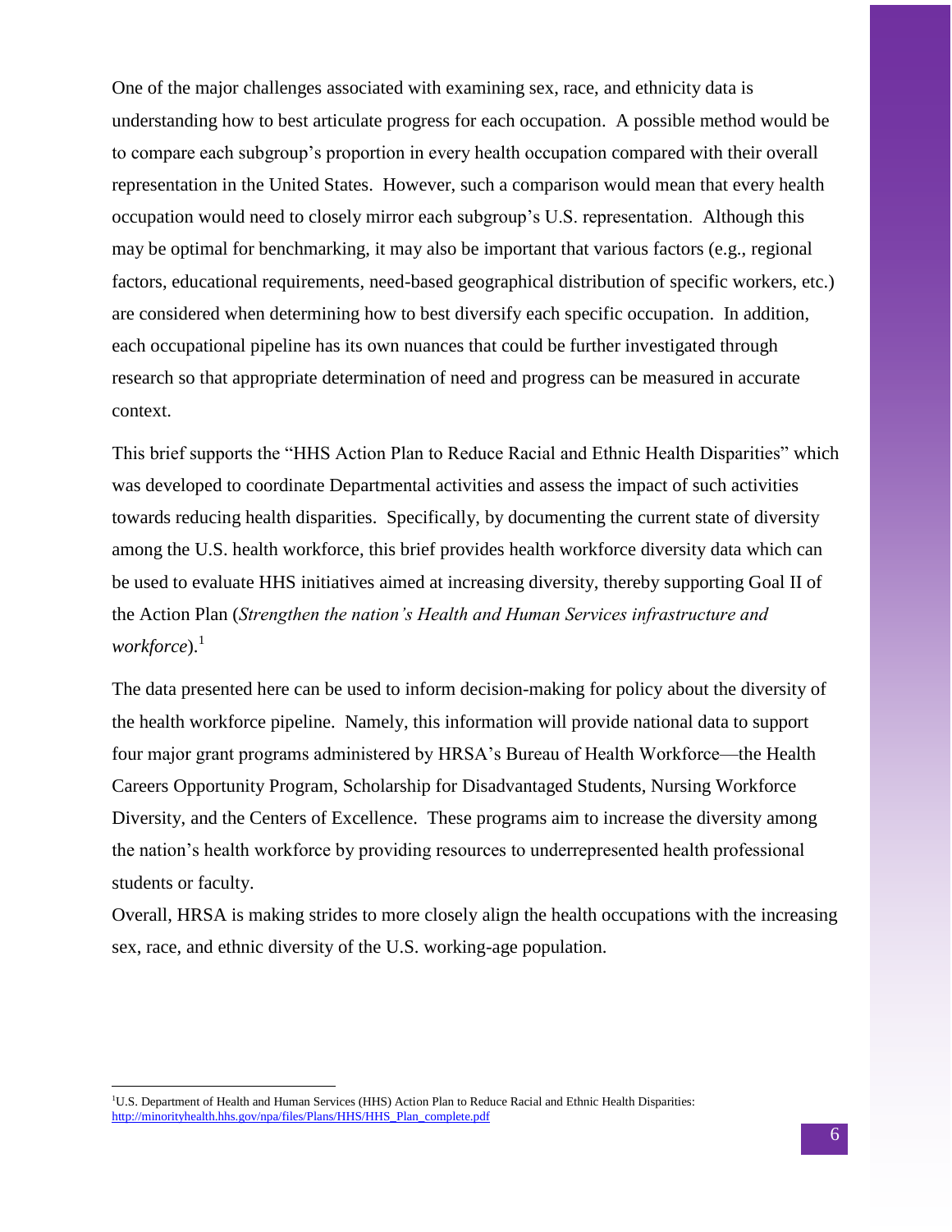One of the major challenges associated with examining sex, race, and ethnicity data is understanding how to best articulate progress for each occupation. A possible method would be to compare each subgroup's proportion in every health occupation compared with their overall representation in the United States. However, such a comparison would mean that every health occupation would need to closely mirror each subgroup's U.S. representation. Although this may be optimal for benchmarking, it may also be important that various factors (e.g., regional factors, educational requirements, need-based geographical distribution of specific workers, etc.) are considered when determining how to best diversify each specific occupation. In addition, each occupational pipeline has its own nuances that could be further investigated through research so that appropriate determination of need and progress can be measured in accurate context.

This brief supports the "HHS Action Plan to Reduce Racial and Ethnic Health Disparities" which was developed to coordinate Departmental activities and assess the impact of such activities towards reducing health disparities. Specifically, by documenting the current state of diversity among the U.S. health workforce, this brief provides health workforce diversity data which can be used to evaluate HHS initiatives aimed at increasing diversity, thereby supporting Goal II of the Action Plan (*Strengthen the nation's Health and Human Services infrastructure and workforce*).[1]

The data presented here can be used to inform decision-making for policy about the diversity of the health workforce pipeline. Namely, this information will provide national data to support four major grant programs administered by HRSA's Bureau of Health Workforce—the Health Careers Opportunity Program, Scholarship for Disadvantaged Students, Nursing Workforce Diversity, and the Centers of Excellence. These programs aim to increase the diversity among the nation's health workforce by providing resources to underrepresented health professional students or faculty.

Overall, HRSA is making strides to more closely align the health occupations with the increasing sex, race, and ethnic diversity of the U.S. working-age population.

---

[1] U.S. Department of Health and Human Services (HHS) Action Plan to Reduce Racial and Ethnic Health Disparities: http://minorityhealth.hhs.gov/npa/files/Plans/HHS/HHS_Plan_complete.pdf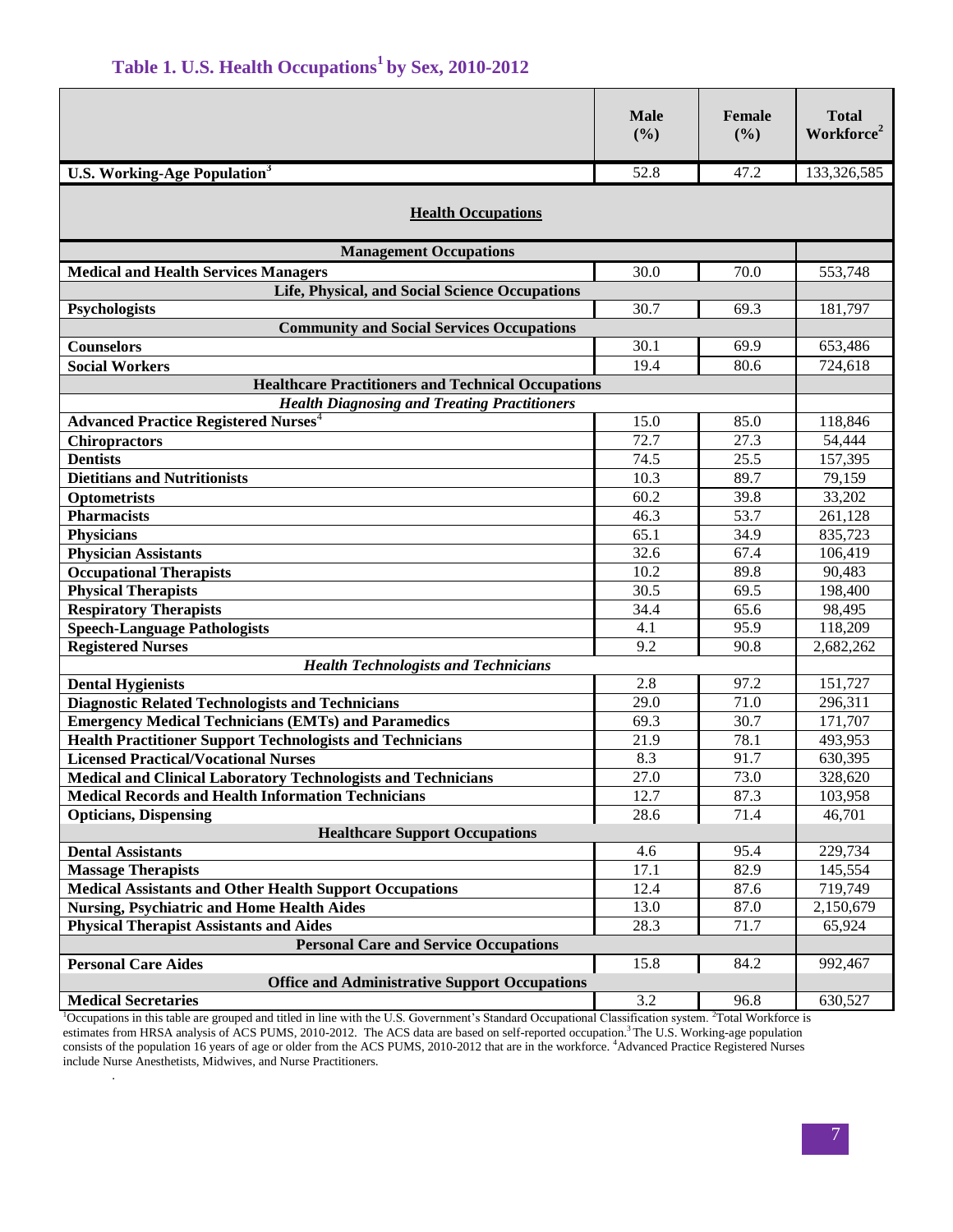## Table 1. U.S. Health Occupations[1] by Sex, 2010-2012

| | Male (%) | Female (%) | Total Workforce[2] |
|---|---|---|---|
| **U.S. Working-Age Population[3]** | 52.8 | 47.2 | 133,326,585 |
| **Health Occupations** | | | |
| **Management Occupations** | | | |
| **Medical and Health Services Managers** | 30.0 | 70.0 | 553,748 |
| **Life, Physical, and Social Science Occupations** | | | |
| **Psychologists** | 30.7 | 69.3 | 181,797 |
| **Community and Social Services Occupations** | | | |
| **Counselors** | 30.1 | 69.9 | 653,486 |
| **Social Workers** | 19.4 | 80.6 | 724,618 |
| **Healthcare Practitioners and Technical Occupations** | | | |
| ***Health Diagnosing and Treating Practitioners*** | | | |
| **Advanced Practice Registered Nurses[4]** | 15.0 | 85.0 | 118,846 |
| **Chiropractors** | 72.7 | 27.3 | 54,444 |
| **Dentists** | 74.5 | 25.5 | 157,395 |
| **Dietitians and Nutritionists** | 10.3 | 89.7 | 79,159 |
| **Optometrists** | 60.2 | 39.8 | 33,202 |
| **Pharmacists** | 46.3 | 53.7 | 261,128 |
| **Physicians** | 65.1 | 34.9 | 835,723 |
| **Physician Assistants** | 32.6 | 67.4 | 106,419 |
| **Occupational Therapists** | 10.2 | 89.8 | 90,483 |
| **Physical Therapists** | 30.5 | 69.5 | 198,400 |
| **Respiratory Therapists** | 34.4 | 65.6 | 98,495 |
| **Speech-Language Pathologists** | 4.1 | 95.9 | 118,209 |
| **Registered Nurses** | 9.2 | 90.8 | 2,682,262 |
| ***Health Technologists and Technicians*** | | | |
| **Dental Hygienists** | 2.8 | 97.2 | 151,727 |
| **Diagnostic Related Technologists and Technicians** | 29.0 | 71.0 | 296,311 |
| **Emergency Medical Technicians (EMTs) and Paramedics** | 69.3 | 30.7 | 171,707 |
| **Health Practitioner Support Technologists and Technicians** | 21.9 | 78.1 | 493,953 |
| **Licensed Practical/Vocational Nurses** | 8.3 | 91.7 | 630,395 |
| **Medical and Clinical Laboratory Technologists and Technicians** | 27.0 | 73.0 | 328,620 |
| **Medical Records and Health Information Technicians** | 12.7 | 87.3 | 103,958 |
| **Opticians, Dispensing** | 28.6 | 71.4 | 46,701 |
| **Healthcare Support Occupations** | | | |
| **Dental Assistants** | 4.6 | 95.4 | 229,734 |
| **Massage Therapists** | 17.1 | 82.9 | 145,554 |
| **Medical Assistants and Other Health Support Occupations** | 12.4 | 87.6 | 719,749 |
| **Nursing, Psychiatric and Home Health Aides** | 13.0 | 87.0 | 2,150,679 |
| **Physical Therapist Assistants and Aides** | 28.3 | 71.7 | 65,924 |
| **Personal Care and Service Occupations** | | | |
| **Personal Care Aides** | 15.8 | 84.2 | 992,467 |
| **Office and Administrative Support Occupations** | | | |
| **Medical Secretaries** | 3.2 | 96.8 | 630,527 |

[1]Occupations in this table are grouped and titled in line with the U.S. Government's Standard Occupational Classification system. [2]Total Workforce is estimates from HRSA analysis of ACS PUMS, 2010-2012. The ACS data are based on self-reported occupation.[3] The U.S. Working-age population consists of the population 16 years of age or older from the ACS PUMS, 2010-2012 that are in the workforce. [4]Advanced Practice Registered Nurses include Nurse Anesthetists, Midwives, and Nurse Practitioners.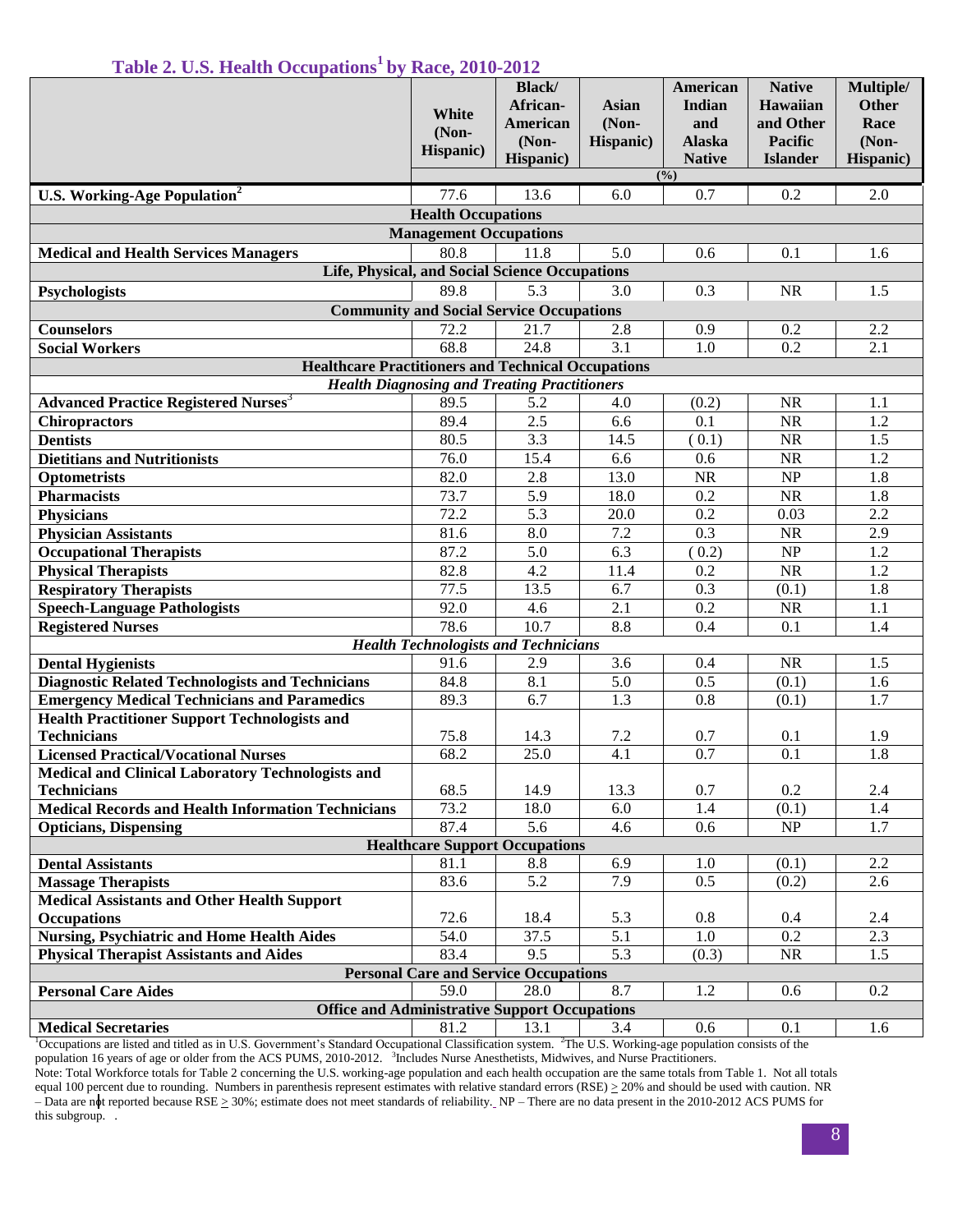## Table 2. U.S. Health Occupations[1] by Race, 2010-2012

| | White (Non-Hispanic) | Black/ African-American (Non-Hispanic) | Asian (Non-Hispanic) | American Indian and Alaska Native | Native Hawaiian and Other Pacific Islander | Multiple/ Other Race (Non-Hispanic) |
|---|---|---|---|---|---|---|
| | (%) | | | | | |
| **U.S. Working-Age Population[2]** | 77.6 | 13.6 | 6.0 | 0.7 | 0.2 | 2.0 |
| **Health Occupations** | | | | | | |
| **Management Occupations** | | | | | | |
| **Medical and Health Services Managers** | 80.8 | 11.8 | 5.0 | 0.6 | 0.1 | 1.6 |
| **Life, Physical, and Social Science Occupations** | | | | | | |
| **Psychologists** | 89.8 | 5.3 | 3.0 | 0.3 | NR | 1.5 |
| **Community and Social Service Occupations** | | | | | | |
| **Counselors** | 72.2 | 21.7 | 2.8 | 0.9 | 0.2 | 2.2 |
| **Social Workers** | 68.8 | 24.8 | 3.1 | 1.0 | 0.2 | 2.1 |
| **Healthcare Practitioners and Technical Occupations** | | | | | | |
| ***Health Diagnosing and Treating Practitioners*** | | | | | | |
| **Advanced Practice Registered Nurses[3]** | 89.5 | 5.2 | 4.0 | (0.2) | NR | 1.1 |
| **Chiropractors** | 89.4 | 2.5 | 6.6 | 0.1 | NR | 1.2 |
| **Dentists** | 80.5 | 3.3 | 14.5 | ( 0.1) | NR | 1.5 |
| **Dietitians and Nutritionists** | 76.0 | 15.4 | 6.6 | 0.6 | NR | 1.2 |
| **Optometrists** | 82.0 | 2.8 | 13.0 | NR | NP | 1.8 |
| **Pharmacists** | 73.7 | 5.9 | 18.0 | 0.2 | NR | 1.8 |
| **Physicians** | 72.2 | 5.3 | 20.0 | 0.2 | 0.03 | 2.2 |
| **Physician Assistants** | 81.6 | 8.0 | 7.2 | 0.3 | NR | 2.9 |
| **Occupational Therapists** | 87.2 | 5.0 | 6.3 | ( 0.2) | NP | 1.2 |
| **Physical Therapists** | 82.8 | 4.2 | 11.4 | 0.2 | NR | 1.2 |
| **Respiratory Therapists** | 77.5 | 13.5 | 6.7 | 0.3 | (0.1) | 1.8 |
| **Speech-Language Pathologists** | 92.0 | 4.6 | 2.1 | 0.2 | NR | 1.1 |
| **Registered Nurses** | 78.6 | 10.7 | 8.8 | 0.4 | 0.1 | 1.4 |
| ***Health Technologists and Technicians*** | | | | | | |
| **Dental Hygienists** | 91.6 | 2.9 | 3.6 | 0.4 | NR | 1.5 |
| **Diagnostic Related Technologists and Technicians** | 84.8 | 8.1 | 5.0 | 0.5 | (0.1) | 1.6 |
| **Emergency Medical Technicians and Paramedics** | 89.3 | 6.7 | 1.3 | 0.8 | (0.1) | 1.7 |
| **Health Practitioner Support Technologists and Technicians** | 75.8 | 14.3 | 7.2 | 0.7 | 0.1 | 1.9 |
| **Licensed Practical/Vocational Nurses** | 68.2 | 25.0 | 4.1 | 0.7 | 0.1 | 1.8 |
| **Medical and Clinical Laboratory Technologists and Technicians** | 68.5 | 14.9 | 13.3 | 0.7 | 0.2 | 2.4 |
| **Medical Records and Health Information Technicians** | 73.2 | 18.0 | 6.0 | 1.4 | (0.1) | 1.4 |
| **Opticians, Dispensing** | 87.4 | 5.6 | 4.6 | 0.6 | NP | 1.7 |
| **Healthcare Support Occupations** | | | | | | |
| **Dental Assistants** | 81.1 | 8.8 | 6.9 | 1.0 | (0.1) | 2.2 |
| **Massage Therapists** | 83.6 | 5.2 | 7.9 | 0.5 | (0.2) | 2.6 |
| **Medical Assistants and Other Health Support Occupations** | 72.6 | 18.4 | 5.3 | 0.8 | 0.4 | 2.4 |
| **Nursing, Psychiatric and Home Health Aides** | 54.0 | 37.5 | 5.1 | 1.0 | 0.2 | 2.3 |
| **Physical Therapist Assistants and Aides** | 83.4 | 9.5 | 5.3 | (0.3) | NR | 1.5 |
| **Personal Care and Service Occupations** | | | | | | |
| **Personal Care Aides** | 59.0 | 28.0 | 8.7 | 1.2 | 0.6 | 0.2 |
| **Office and Administrative Support Occupations** | | | | | | |
| **Medical Secretaries** | 81.2 | 13.1 | 3.4 | 0.6 | 0.1 | 1.6 |

[1]Occupations are listed and titled as in U.S. Government's Standard Occupational Classification system. [2]The U.S. Working-age population consists of the population 16 years of age or older from the ACS PUMS, 2010-2012. [3]Includes Nurse Anesthetists, Midwives, and Nurse Practitioners.

Note: Total Workforce totals for Table 2 concerning the U.S. working-age population and each health occupation are the same totals from Table 1. Not all totals equal 100 percent due to rounding. Numbers in parenthesis represent estimates with relative standard errors (RSE) ≥ 20% and should be used with caution. NR – Data are not reported because RSE ≥ 30%; estimate does not meet standards of reliability. NP – There are no data present in the 2010-2012 ACS PUMS for this subgroup.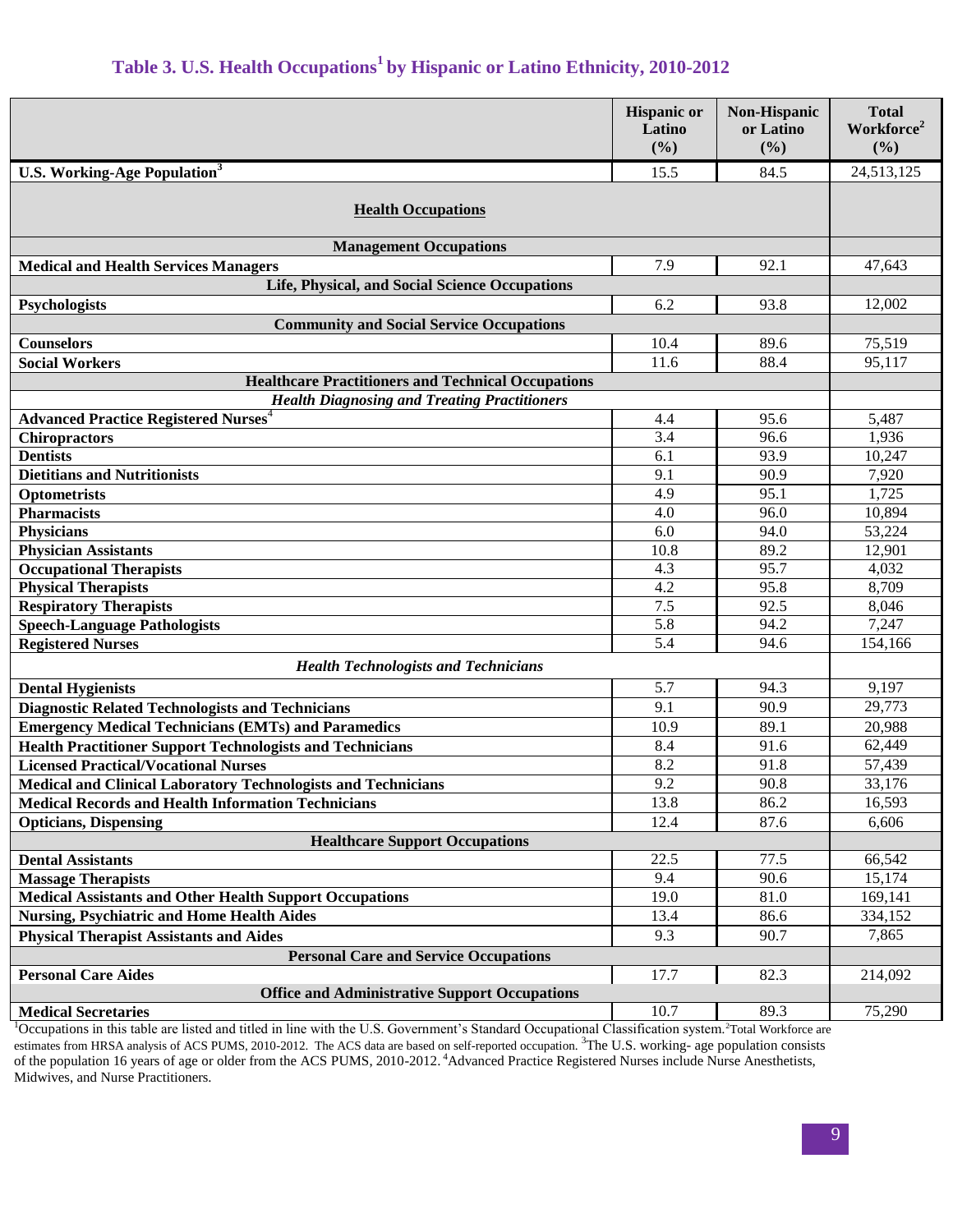## Table 3. U.S. Health Occupations[1] by Hispanic or Latino Ethnicity, 2010-2012

| | Hispanic or Latino (%) | Non-Hispanic or Latino (%) | Total Workforce[2] (%) |
|---|---|---|---|
| **U.S. Working-Age Population[3]** | 15.5 | 84.5 | 24,513,125 |
| **Health Occupations** | | | |
| **Management Occupations** | | | |
| **Medical and Health Services Managers** | 7.9 | 92.1 | 47,643 |
| **Life, Physical, and Social Science Occupations** | | | |
| **Psychologists** | 6.2 | 93.8 | 12,002 |
| **Community and Social Service Occupations** | | | |
| **Counselors** | 10.4 | 89.6 | 75,519 |
| **Social Workers** | 11.6 | 88.4 | 95,117 |
| **Healthcare Practitioners and Technical Occupations** | | | |
| ***Health Diagnosing and Treating Practitioners*** | | | |
| **Advanced Practice Registered Nurses[4]** | 4.4 | 95.6 | 5,487 |
| **Chiropractors** | 3.4 | 96.6 | 1,936 |
| **Dentists** | 6.1 | 93.9 | 10,247 |
| **Dietitians and Nutritionists** | 9.1 | 90.9 | 7,920 |
| **Optometrists** | 4.9 | 95.1 | 1,725 |
| **Pharmacists** | 4.0 | 96.0 | 10,894 |
| **Physicians** | 6.0 | 94.0 | 53,224 |
| **Physician Assistants** | 10.8 | 89.2 | 12,901 |
| **Occupational Therapists** | 4.3 | 95.7 | 4,032 |
| **Physical Therapists** | 4.2 | 95.8 | 8,709 |
| **Respiratory Therapists** | 7.5 | 92.5 | 8,046 |
| **Speech-Language Pathologists** | 5.8 | 94.2 | 7,247 |
| **Registered Nurses** | 5.4 | 94.6 | 154,166 |
| ***Health Technologists and Technicians*** | | | |
| **Dental Hygienists** | 5.7 | 94.3 | 9,197 |
| **Diagnostic Related Technologists and Technicians** | 9.1 | 90.9 | 29,773 |
| **Emergency Medical Technicians (EMTs) and Paramedics** | 10.9 | 89.1 | 20,988 |
| **Health Practitioner Support Technologists and Technicians** | 8.4 | 91.6 | 62,449 |
| **Licensed Practical/Vocational Nurses** | 8.2 | 91.8 | 57,439 |
| **Medical and Clinical Laboratory Technologists and Technicians** | 9.2 | 90.8 | 33,176 |
| **Medical Records and Health Information Technicians** | 13.8 | 86.2 | 16,593 |
| **Opticians, Dispensing** | 12.4 | 87.6 | 6,606 |
| **Healthcare Support Occupations** | | | |
| **Dental Assistants** | 22.5 | 77.5 | 66,542 |
| **Massage Therapists** | 9.4 | 90.6 | 15,174 |
| **Medical Assistants and Other Health Support Occupations** | 19.0 | 81.0 | 169,141 |
| **Nursing, Psychiatric and Home Health Aides** | 13.4 | 86.6 | 334,152 |
| **Physical Therapist Assistants and Aides** | 9.3 | 90.7 | 7,865 |
| **Personal Care and Service Occupations** | | | |
| **Personal Care Aides** | 17.7 | 82.3 | 214,092 |
| **Office and Administrative Support Occupations** | | | |
| **Medical Secretaries** | 10.7 | 89.3 | 75,290 |

[1]Occupations in this table are listed and titled in line with the U.S. Government's Standard Occupational Classification system.[2]Total Workforce are estimates from HRSA analysis of ACS PUMS, 2010-2012. The ACS data are based on self-reported occupation. [3]The U.S. working- age population consists of the population 16 years of age or older from the ACS PUMS, 2010-2012. [4]Advanced Practice Registered Nurses include Nurse Anesthetists, Midwives, and Nurse Practitioners.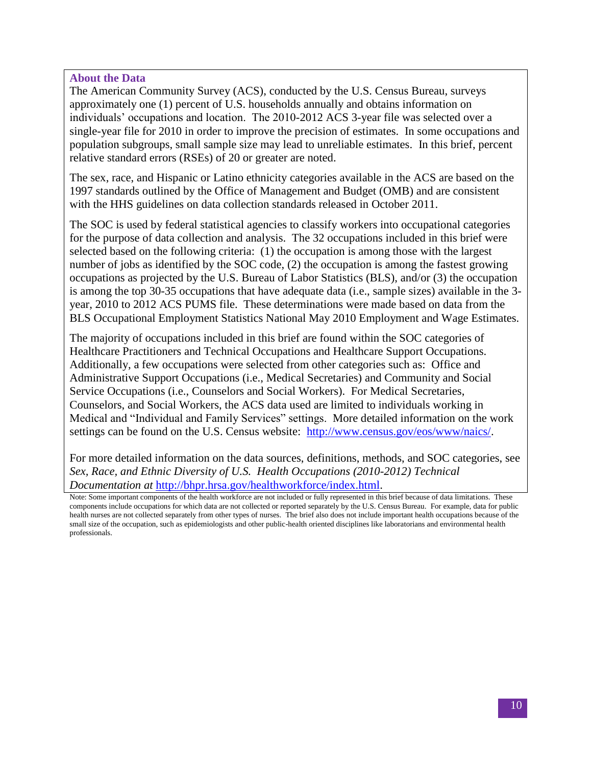## About the Data

The American Community Survey (ACS), conducted by the U.S. Census Bureau, surveys approximately one (1) percent of U.S. households annually and obtains information on individuals' occupations and location. The 2010-2012 ACS 3-year file was selected over a single-year file for 2010 in order to improve the precision of estimates. In some occupations and population subgroups, small sample size may lead to unreliable estimates. In this brief, percent relative standard errors (RSEs) of 20 or greater are noted.

The sex, race, and Hispanic or Latino ethnicity categories available in the ACS are based on the 1997 standards outlined by the Office of Management and Budget (OMB) and are consistent with the HHS guidelines on data collection standards released in October 2011.

The SOC is used by federal statistical agencies to classify workers into occupational categories for the purpose of data collection and analysis. The 32 occupations included in this brief were selected based on the following criteria: (1) the occupation is among those with the largest number of jobs as identified by the SOC code, (2) the occupation is among the fastest growing occupations as projected by the U.S. Bureau of Labor Statistics (BLS), and/or (3) the occupation is among the top 30-35 occupations that have adequate data (i.e., sample sizes) available in the 3-year, 2010 to 2012 ACS PUMS file. These determinations were made based on data from the BLS Occupational Employment Statistics National May 2010 Employment and Wage Estimates.

The majority of occupations included in this brief are found within the SOC categories of Healthcare Practitioners and Technical Occupations and Healthcare Support Occupations. Additionally, a few occupations were selected from other categories such as: Office and Administrative Support Occupations (i.e., Medical Secretaries) and Community and Social Service Occupations (i.e., Counselors and Social Workers). For Medical Secretaries, Counselors, and Social Workers, the ACS data used are limited to individuals working in Medical and "Individual and Family Services" settings. More detailed information on the work settings can be found on the U.S. Census website: http://www.census.gov/eos/www/naics/.

For more detailed information on the data sources, definitions, methods, and SOC categories, see *Sex, Race, and Ethnic Diversity of U.S. Health Occupations (2010-2012) Technical Documentation at* http://bhpr.hrsa.gov/healthworkforce/index.html.

Note: Some important components of the health workforce are not included or fully represented in this brief because of data limitations. These components include occupations for which data are not collected or reported separately by the U.S. Census Bureau. For example, data for public health nurses are not collected separately from other types of nurses. The brief also does not include important health occupations because of the small size of the occupation, such as epidemiologists and other public-health oriented disciplines like laboratorians and environmental health professionals.